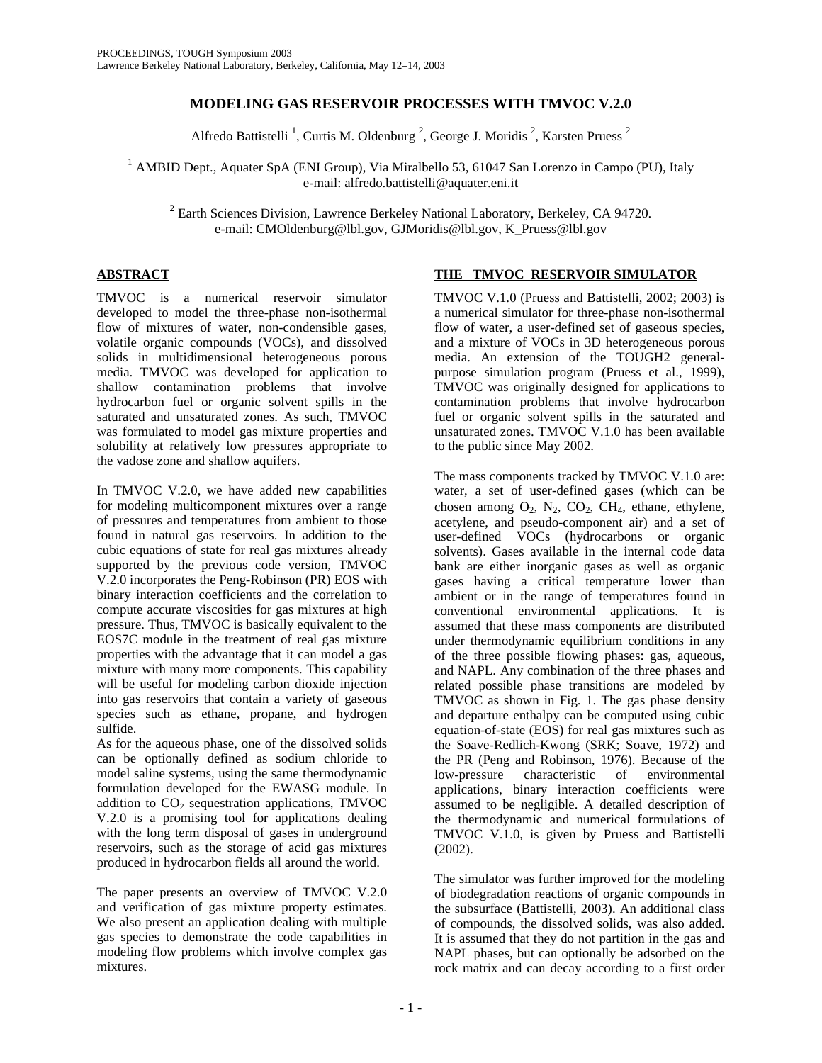# MODELING GAS RESERVOIR PROCESSES WITH TMVOC V.2.0

Alfredo Battistelli [1], Curtis M. Oldenburg [2], George J. Moridis [2], Karsten Pruess [2]

[1] AMBID Dept., Aquater SpA (ENI Group), Via Miralbello 53, 61047 San Lorenzo in Campo (PU), Italy
e-mail: alfredo.battistelli@aquater.eni.it

[2] Earth Sciences Division, Lawrence Berkeley National Laboratory, Berkeley, CA 94720.
e-mail: CMOldenburg@lbl.gov, GJMoridis@lbl.gov, K_Pruess@lbl.gov

## ABSTRACT

TMVOC is a numerical reservoir simulator developed to model the three-phase non-isothermal flow of mixtures of water, non-condensible gases, volatile organic compounds (VOCs), and dissolved solids in multidimensional heterogeneous porous media. TMVOC was developed for application to shallow contamination problems that involve hydrocarbon fuel or organic solvent spills in the saturated and unsaturated zones. As such, TMVOC was formulated to model gas mixture properties and solubility at relatively low pressures appropriate to the vadose zone and shallow aquifers.

In TMVOC V.2.0, we have added new capabilities for modeling multicomponent mixtures over a range of pressures and temperatures from ambient to those found in natural gas reservoirs. In addition to the cubic equations of state for real gas mixtures already supported by the previous code version, TMVOC V.2.0 incorporates the Peng-Robinson (PR) EOS with binary interaction coefficients and the correlation to compute accurate viscosities for gas mixtures at high pressure. Thus, TMVOC is basically equivalent to the EOS7C module in the treatment of real gas mixture properties with the advantage that it can model a gas mixture with many more components. This capability will be useful for modeling carbon dioxide injection into gas reservoirs that contain a variety of gaseous species such as ethane, propane, and hydrogen sulfide.

As for the aqueous phase, one of the dissolved solids can be optionally defined as sodium chloride to model saline systems, using the same thermodynamic formulation developed for the EWASG module. In addition to $CO_2$ sequestration applications, TMVOC V.2.0 is a promising tool for applications dealing with the long term disposal of gases in underground reservoirs, such as the storage of acid gas mixtures produced in hydrocarbon fields all around the world.

The paper presents an overview of TMVOC V.2.0 and verification of gas mixture property estimates. We also present an application dealing with multiple gas species to demonstrate the code capabilities in modeling flow problems which involve complex gas mixtures.

## THE TMVOC RESERVOIR SIMULATOR

TMVOC V.1.0 (Pruess and Battistelli, 2002; 2003) is a numerical simulator for three-phase non-isothermal flow of water, a user-defined set of gaseous species, and a mixture of VOCs in 3D heterogeneous porous media. An extension of the TOUGH2 general-purpose simulation program (Pruess et al., 1999), TMVOC was originally designed for applications to contamination problems that involve hydrocarbon fuel or organic solvent spills in the saturated and unsaturated zones. TMVOC V.1.0 has been available to the public since May 2002.

The mass components tracked by TMVOC V.1.0 are: water, a set of user-defined gases (which can be chosen among $O_2$, $N_2$, $CO_2$, $CH_4$, ethane, ethylene, acetylene, and pseudo-component air) and a set of user-defined VOCs (hydrocarbons or organic solvents). Gases available in the internal code data bank are either inorganic gases as well as organic gases having a critical temperature lower than ambient or in the range of temperatures found in conventional environmental applications. It is assumed that these mass components are distributed under thermodynamic equilibrium conditions in any of the three possible flowing phases: gas, aqueous, and NAPL. Any combination of the three phases and related possible phase transitions are modeled by TMVOC as shown in Fig. 1. The gas phase density and departure enthalpy can be computed using cubic equation-of-state (EOS) for real gas mixtures such as the Soave-Redlich-Kwong (SRK; Soave, 1972) and the PR (Peng and Robinson, 1976). Because of the low-pressure characteristic of environmental applications, binary interaction coefficients were assumed to be negligible. A detailed description of the thermodynamic and numerical formulations of TMVOC V.1.0, is given by Pruess and Battistelli (2002).

The simulator was further improved for the modeling of biodegradation reactions of organic compounds in the subsurface (Battistelli, 2003). An additional class of compounds, the dissolved solids, was also added. It is assumed that they do not partition in the gas and NAPL phases, but can optionally be adsorbed on the rock matrix and can decay according to a first order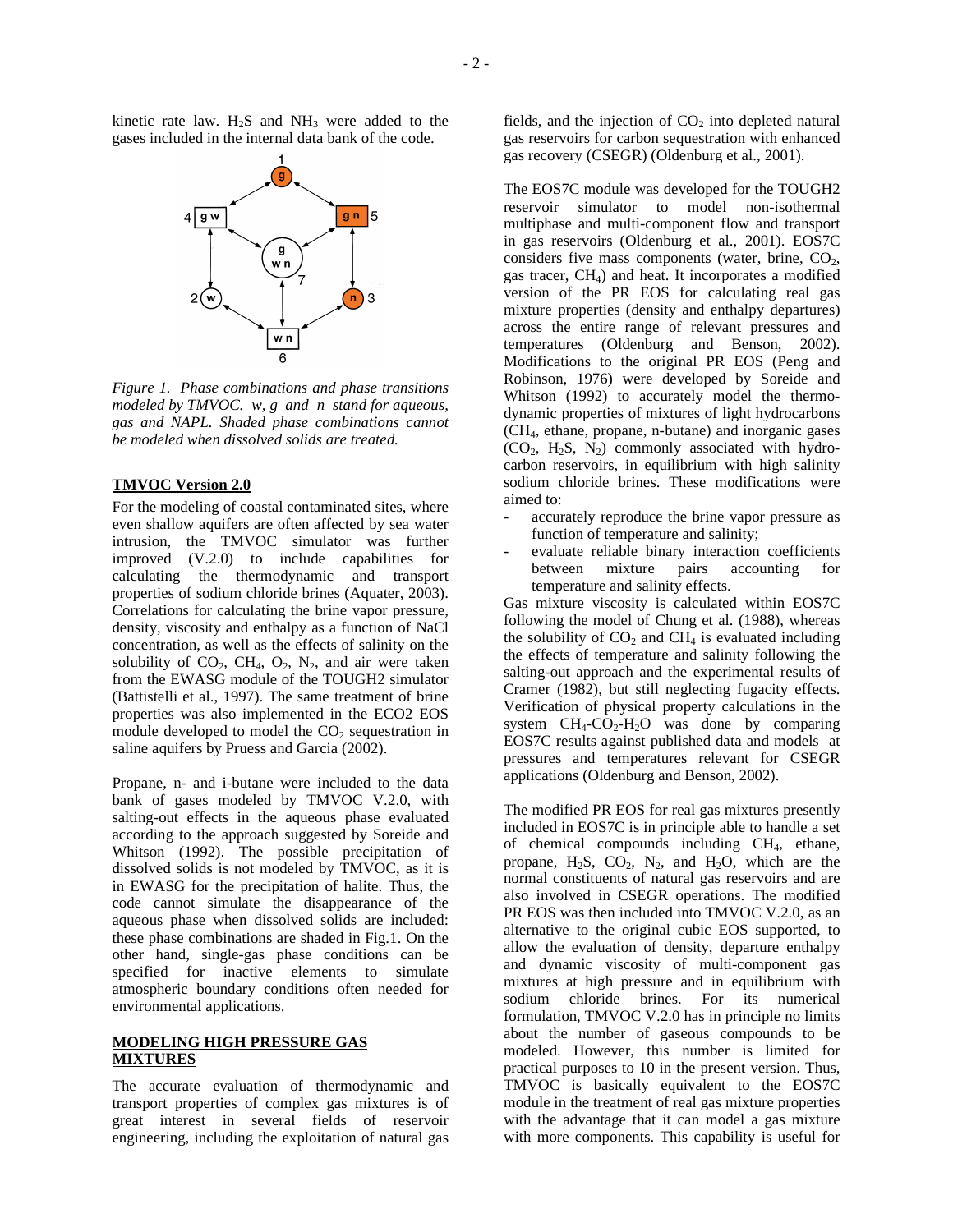kinetic rate law. $H_2S$ and $NH_3$ were added to the gases included in the internal data bank of the code.

*Figure 1. Phase combinations and phase transitions modeled by TMVOC. w, g and n stand for aqueous, gas and NAPL. Shaded phase combinations cannot be modeled when dissolved solids are treated.*

## TMVOC Version 2.0

For the modeling of coastal contaminated sites, where even shallow aquifers are often affected by sea water intrusion, the TMVOC simulator was further improved (V.2.0) to include capabilities for calculating the thermodynamic and transport properties of sodium chloride brines (Aquater, 2003). Correlations for calculating the brine vapor pressure, density, viscosity and enthalpy as a function of NaCl concentration, as well as the effects of salinity on the solubility of $CO_2$, $CH_4$, $O_2$, $N_2$, and air were taken from the EWASG module of the TOUGH2 simulator (Battistelli et al., 1997). The same treatment of brine properties was also implemented in the ECO2 EOS module developed to model the $CO_2$ sequestration in saline aquifers by Pruess and Garcia (2002).

Propane, n- and i-butane were included to the data bank of gases modeled by TMVOC V.2.0, with salting-out effects in the aqueous phase evaluated according to the approach suggested by Soreide and Whitson (1992). The possible precipitation of dissolved solids is not modeled by TMVOC, as it is in EWASG for the precipitation of halite. Thus, the code cannot simulate the disappearance of the aqueous phase when dissolved solids are included: these phase combinations are shaded in Fig.1. On the other hand, single-gas phase conditions can be specified for inactive elements to simulate atmospheric boundary conditions often needed for environmental applications.

## MODELING HIGH PRESSURE GAS MIXTURES

The accurate evaluation of thermodynamic and transport properties of complex gas mixtures is of great interest in several fields of reservoir engineering, including the exploitation of natural gas fields, and the injection of $CO_2$ into depleted natural gas reservoirs for carbon sequestration with enhanced gas recovery (CSEGR) (Oldenburg et al., 2001).

The EOS7C module was developed for the TOUGH2 reservoir simulator to model non-isothermal multiphase and multi-component flow and transport in gas reservoirs (Oldenburg et al., 2001). EOS7C considers five mass components (water, brine, $CO_2$, gas tracer, $CH_4$) and heat. It incorporates a modified version of the PR EOS for calculating real gas mixture properties (density and enthalpy departures) across the entire range of relevant pressures and temperatures (Oldenburg and Benson, 2002). Modifications to the original PR EOS (Peng and Robinson, 1976) were developed by Soreide and Whitson (1992) to accurately model the thermo-dynamic properties of mixtures of light hydrocarbons ($CH_4$, ethane, propane, n-butane) and inorganic gases ($CO_2$, $H_2S$, $N_2$) commonly associated with hydro-carbon reservoirs, in equilibrium with high salinity sodium chloride brines. These modifications were aimed to:

- accurately reproduce the brine vapor pressure as function of temperature and salinity;
- evaluate reliable binary interaction coefficients between mixture pairs accounting for temperature and salinity effects.

Gas mixture viscosity is calculated within EOS7C following the model of Chung et al. (1988), whereas the solubility of $CO_2$ and $CH_4$ is evaluated including the effects of temperature and salinity following the salting-out approach and the experimental results of Cramer (1982), but still neglecting fugacity effects. Verification of physical property calculations in the system $CH_4$-$CO_2$-$H_2O$ was done by comparing EOS7C results against published data and models at pressures and temperatures relevant for CSEGR applications (Oldenburg and Benson, 2002).

The modified PR EOS for real gas mixtures presently included in EOS7C is in principle able to handle a set of chemical compounds including $CH_4$, ethane, propane, $H_2S$, $CO_2$, $N_2$, and $H_2O$, which are the normal constituents of natural gas reservoirs and are also involved in CSEGR operations. The modified PR EOS was then included into TMVOC V.2.0, as an alternative to the original cubic EOS supported, to allow the evaluation of density, departure enthalpy and dynamic viscosity of multi-component gas mixtures at high pressure and in equilibrium with sodium chloride brines. For its numerical formulation, TMVOC V.2.0 has in principle no limits about the number of gaseous compounds to be modeled. However, this number is limited for practical purposes to 10 in the present version. Thus, TMVOC is basically equivalent to the EOS7C module in the treatment of real gas mixture properties with the advantage that it can model a gas mixture with more components. This capability is useful for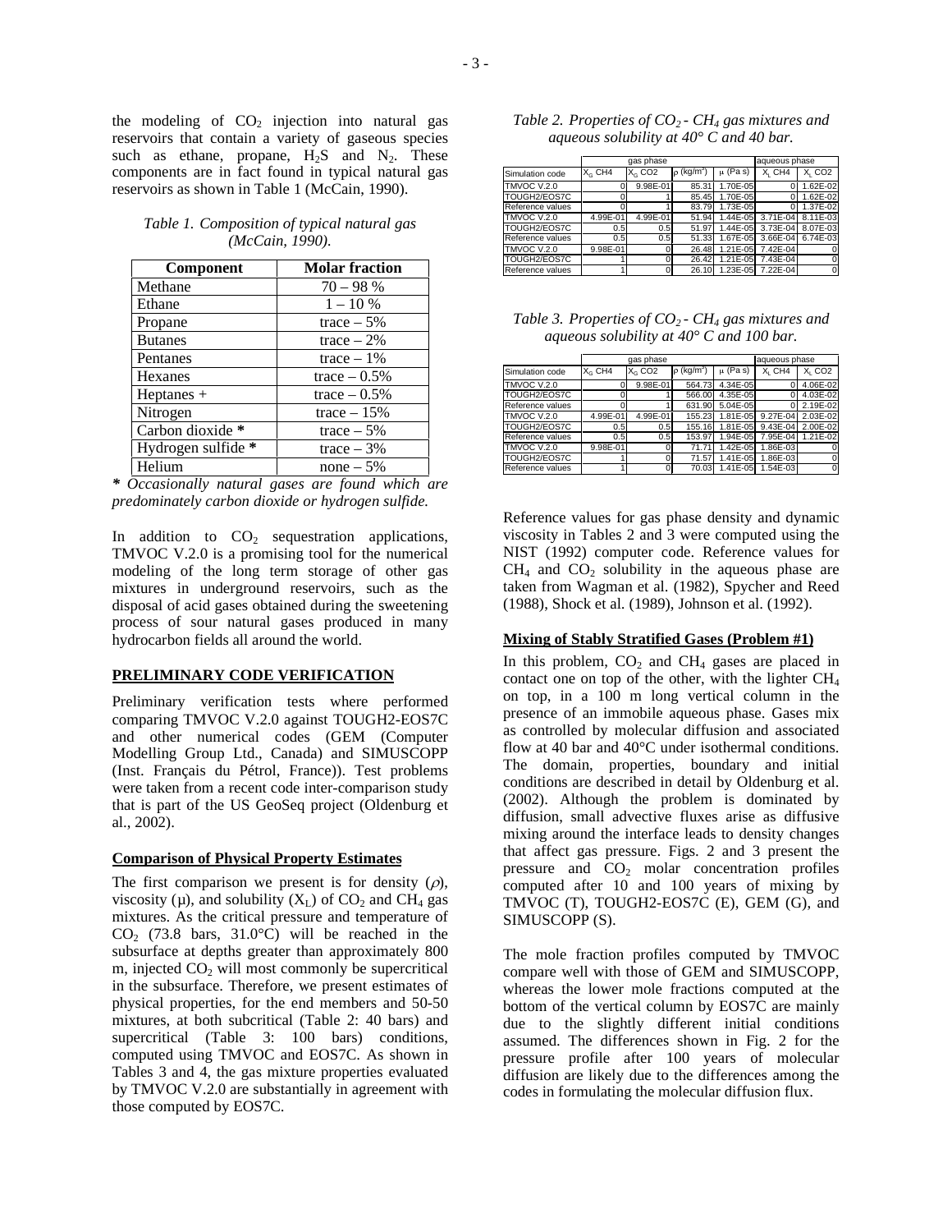the modeling of $CO_2$ injection into natural gas reservoirs that contain a variety of gaseous species such as ethane, propane, $H_2S$ and $N_2$. These components are in fact found in typical natural gas reservoirs as shown in Table 1 (McCain, 1990).

*Table 1. Composition of typical natural gas (McCain, 1990).*

| Component | Molar fraction |
|---|---|
| Methane | 70 – 98 % |
| Ethane | 1 – 10 % |
| Propane | trace – 5% |
| Butanes | trace – 2% |
| Pentanes | trace – 1% |
| Hexanes | trace – 0.5% |
| Heptanes + | trace – 0.5% |
| Nitrogen | trace – 15% |
| Carbon dioxide * | trace – 5% |
| Hydrogen sulfide * | trace – 3% |
| Helium | none – 5% |

*\* Occasionally natural gases are found which are predominately carbon dioxide or hydrogen sulfide.*

In addition to $CO_2$ sequestration applications, TMVOC V.2.0 is a promising tool for the numerical modeling of the long term storage of other gas mixtures in underground reservoirs, such as the disposal of acid gases obtained during the sweetening process of sour natural gases produced in many hydrocarbon fields all around the world.

## PRELIMINARY CODE VERIFICATION

Preliminary verification tests where performed comparing TMVOC V.2.0 against TOUGH2-EOS7C and other numerical codes (GEM (Computer Modelling Group Ltd., Canada) and SIMUSCOPP (Inst. Français du Pétrol, France)). Test problems were taken from a recent code inter-comparison study that is part of the US GeoSeq project (Oldenburg et al., 2002).

### Comparison of Physical Property Estimates

The first comparison we present is for density ($\rho$), viscosity ($\mu$), and solubility ($X_L$) of $CO_2$ and $CH_4$ gas mixtures. As the critical pressure and temperature of $CO_2$ (73.8 bars, 31.0°C) will be reached in the subsurface at depths greater than approximately 800 m, injected $CO_2$ will most commonly be supercritical in the subsurface. Therefore, we present estimates of physical properties, for the end members and 50-50 mixtures, at both subcritical (Table 2: 40 bars) and supercritical (Table 3: 100 bars) conditions, computed using TMVOC and EOS7C. As shown in Tables 3 and 4, the gas mixture properties evaluated by TMVOC V.2.0 are substantially in agreement with those computed by EOS7C.

*Table 2. Properties of $CO_2$ - $CH_4$ gas mixtures and aqueous solubility at 40° C and 40 bar.*

| | gas phase | | | | aqueous phase | |
|---|---|---|---|---|---|---|
| Simulation code | $X_G$ CH4 | $X_G$ CO2 | $\rho$ (kg/m³) | $\mu$ (Pa s) | $X_L$ CH4 | $X_L$ CO2 |
| TMVOC V.2.0 | 0 | 9.98E-01 | 85.31 | 1.70E-05 | 0 | 1.62E-02 |
| TOUGH2/EOS7C | 0 | 1 | 85.45 | 1.70E-05 | 0 | 1.62E-02 |
| Reference values | 0 | 1 | 83.79 | 1.73E-05 | 0 | 1.37E-02 |
| TMVOC V.2.0 | 4.99E-01 | 4.99E-01 | 51.94 | 1.44E-05 | 3.71E-04 | 8.11E-03 |
| TOUGH2/EOS7C | 0.5 | 0.5 | 51.97 | 1.44E-05 | 3.73E-04 | 8.07E-03 |
| Reference values | 0.5 | 0.5 | 51.33 | 1.67E-05 | 3.66E-04 | 6.74E-03 |
| TMVOC V.2.0 | 9.98E-01 | 0 | 26.48 | 1.21E-05 | 7.42E-04 | 0 |
| TOUGH2/EOS7C | 1 | 0 | 26.42 | 1.21E-05 | 7.43E-04 | 0 |
| Reference values | 1 | 0 | 26.10 | 1.23E-05 | 7.22E-04 | 0 |

*Table 3. Properties of $CO_2$ - $CH_4$ gas mixtures and aqueous solubility at 40° C and 100 bar.*

| | gas phase | | | | aqueous phase | |
|---|---|---|---|---|---|---|
| Simulation code | $X_G$ CH4 | $X_G$ CO2 | $\rho$ (kg/m³) | $\mu$ (Pa s) | $X_L$ CH4 | $X_L$ CO2 |
| TMVOC V.2.0 | 0 | 9.98E-01 | 564.73 | 4.34E-05 | 0 | 4.06E-02 |
| TOUGH2/EOS7C | 0 | 1 | 566.00 | 4.35E-05 | 0 | 4.03E-02 |
| Reference values | 0 | 1 | 631.90 | 5.04E-05 | 0 | 2.19E-02 |
| TMVOC V.2.0 | 4.99E-01 | 4.99E-01 | 155.23 | 1.81E-05 | 9.27E-04 | 2.03E-02 |
| TOUGH2/EOS7C | 0.5 | 0.5 | 155.16 | 1.81E-05 | 9.43E-04 | 2.00E-02 |
| Reference values | 0.5 | 0.5 | 153.97 | 1.94E-05 | 7.95E-04 | 1.21E-02 |
| TMVOC V.2.0 | 9.98E-01 | 0 | 71.71 | 1.42E-05 | 1.86E-03 | 0 |
| TOUGH2/EOS7C | 1 | 0 | 71.57 | 1.41E-05 | 1.86E-03 | 0 |
| Reference values | 1 | 0 | 70.03 | 1.41E-05 | 1.54E-03 | 0 |

Reference values for gas phase density and dynamic viscosity in Tables 2 and 3 were computed using the NIST (1992) computer code. Reference values for $CH_4$ and $CO_2$ solubility in the aqueous phase are taken from Wagman et al. (1982), Spycher and Reed (1988), Shock et al. (1989), Johnson et al. (1992).

### Mixing of Stably Stratified Gases (Problem #1)

In this problem, $CO_2$ and $CH_4$ gases are placed in contact one on top of the other, with the lighter $CH_4$ on top, in a 100 m long vertical column in the presence of an immobile aqueous phase. Gases mix as controlled by molecular diffusion and associated flow at 40 bar and 40°C under isothermal conditions. The domain, properties, boundary and initial conditions are described in detail by Oldenburg et al. (2002). Although the problem is dominated by diffusion, small advective fluxes arise as diffusive mixing around the interface leads to density changes that affect gas pressure. Figs. 2 and 3 present the pressure and $CO_2$ molar concentration profiles computed after 10 and 100 years of mixing by TMVOC (T), TOUGH2-EOS7C (E), GEM (G), and SIMUSCOPP (S).

The mole fraction profiles computed by TMVOC compare well with those of GEM and SIMUSCOPP, whereas the lower mole fractions computed at the bottom of the vertical column by EOS7C are mainly due to the slightly different initial conditions assumed. The differences shown in Fig. 2 for the pressure profile after 100 years of molecular diffusion are likely due to the differences among the codes in formulating the molecular diffusion flux.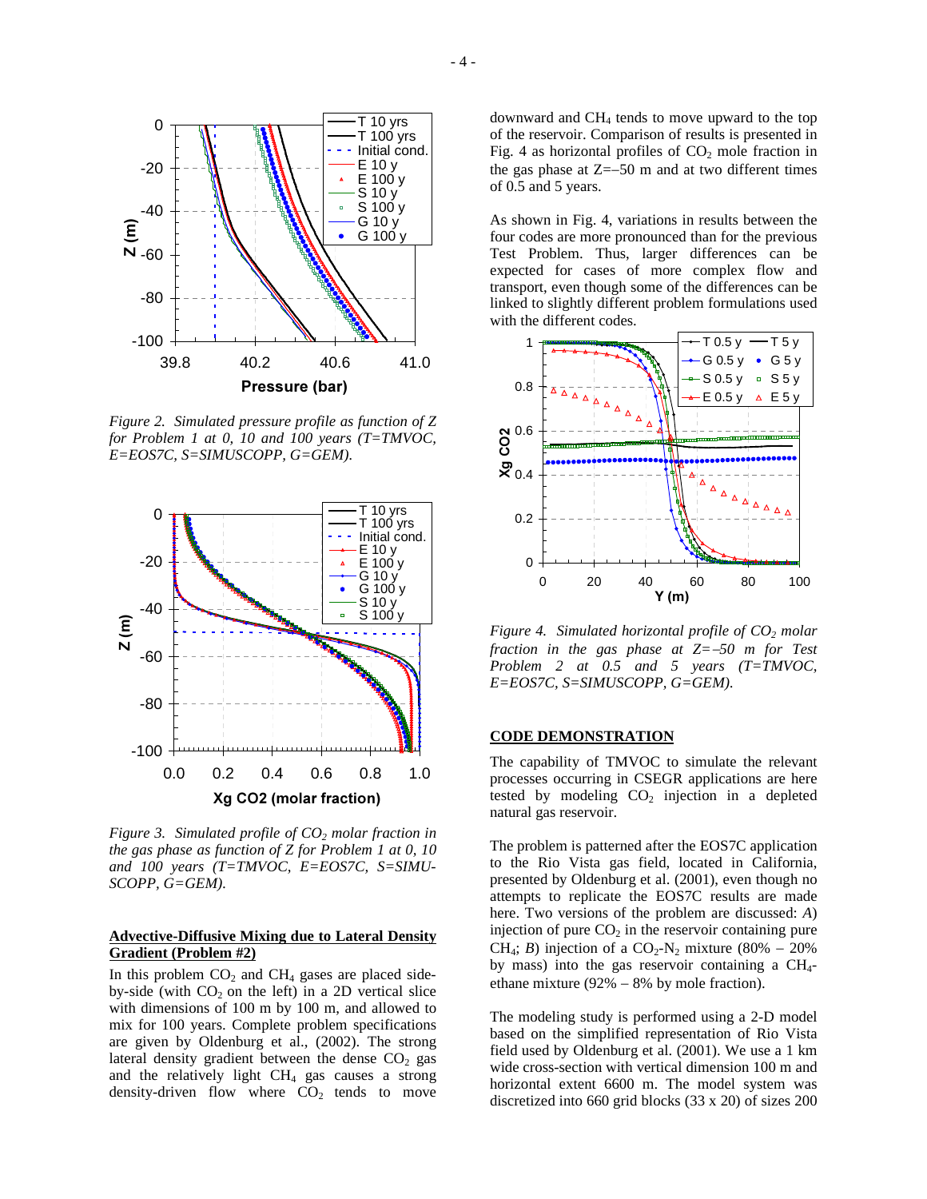*Figure 2. Simulated pressure profile as function of Z for Problem 1 at 0, 10 and 100 years (T=TMVOC, E=EOS7C, S=SIMUSCOPP, G=GEM).*

*Figure 3. Simulated profile of $CO_2$ molar fraction in the gas phase as function of Z for Problem 1 at 0, 10 and 100 years (T=TMVOC, E=EOS7C, S=SIMUSCOPP, G=GEM).*

**Advective-Diffusive Mixing due to Lateral Density Gradient (Problem #2)**

In this problem $CO_2$ and $CH_4$ gases are placed side-by-side (with $CO_2$ on the left) in a 2D vertical slice with dimensions of 100 m by 100 m, and allowed to mix for 100 years. Complete problem specifications are given by Oldenburg et al., (2002). The strong lateral density gradient between the dense $CO_2$ gas and the relatively light $CH_4$ gas causes a strong density-driven flow where $CO_2$ tends to move downward and $CH_4$ tends to move upward to the top of the reservoir. Comparison of results is presented in Fig. 4 as horizontal profiles of $CO_2$ mole fraction in the gas phase at Z=–50 m and at two different times of 0.5 and 5 years.

As shown in Fig. 4, variations in results between the four codes are more pronounced than for the previous Test Problem. Thus, larger differences can be expected for cases of more complex flow and transport, even though some of the differences can be linked to slightly different problem formulations used with the different codes.

*Figure 4. Simulated horizontal profile of $CO_2$ molar fraction in the gas phase at Z=–50 m for Test Problem 2 at 0.5 and 5 years (T=TMVOC, E=EOS7C, S=SIMUSCOPP, G=GEM).*

**CODE DEMONSTRATION**

The capability of TMVOC to simulate the relevant processes occurring in CSEGR applications are here tested by modeling $CO_2$ injection in a depleted natural gas reservoir.

The problem is patterned after the EOS7C application to the Rio Vista gas field, located in California, presented by Oldenburg et al. (2001), even though no attempts to replicate the EOS7C results are made here. Two versions of the problem are discussed: *A*) injection of pure $CO_2$ in the reservoir containing pure $CH_4$; *B*) injection of a $CO_2$-$N_2$ mixture (80% – 20% by mass) into the gas reservoir containing a $CH_4$-ethane mixture (92% – 8% by mole fraction).

The modeling study is performed using a 2-D model based on the simplified representation of Rio Vista field used by Oldenburg et al. (2001). We use a 1 km wide cross-section with vertical dimension 100 m and horizontal extent 6600 m. The model system was discretized into 660 grid blocks (33 x 20) of sizes 200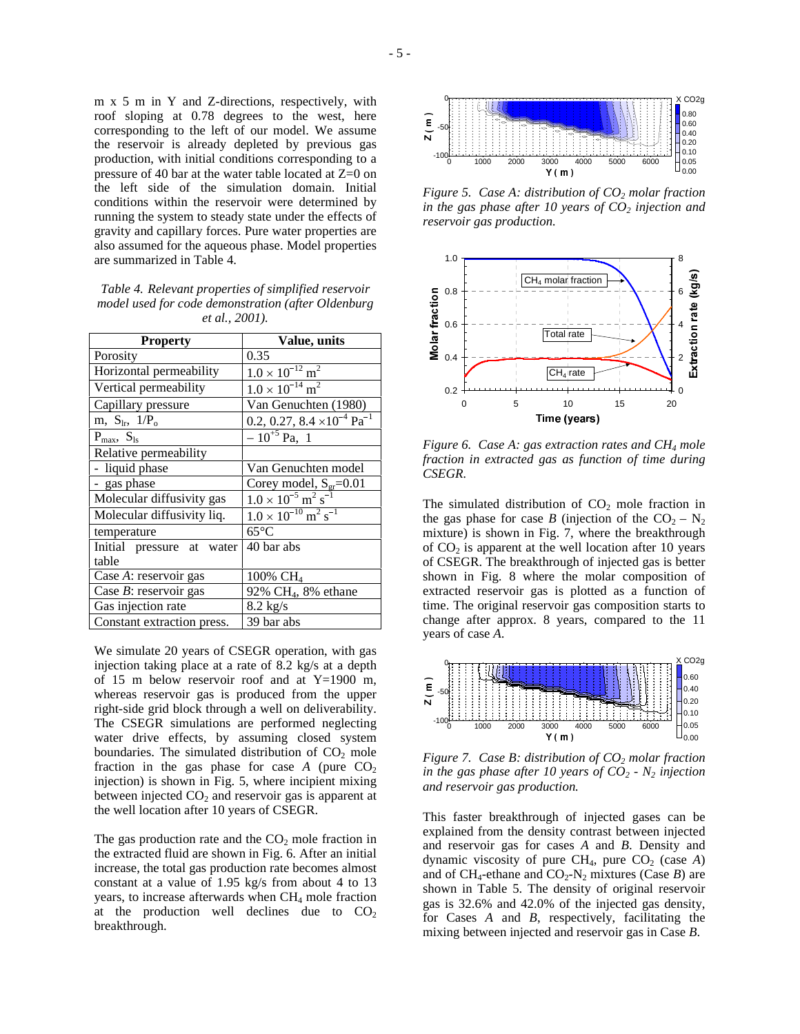m x 5 m in Y and Z-directions, respectively, with roof sloping at 0.78 degrees to the west, here corresponding to the left of our model. We assume the reservoir is already depleted by previous gas production, with initial conditions corresponding to a pressure of 40 bar at the water table located at Z=0 on the left side of the simulation domain. Initial conditions within the reservoir were determined by running the system to steady state under the effects of gravity and capillary forces. Pure water properties are also assumed for the aqueous phase. Model properties are summarized in Table 4.

*Table 4. Relevant properties of simplified reservoir model used for code demonstration (after Oldenburg et al., 2001).*

| Property | Value, units |
|---|---|
| Porosity | 0.35 |
| Horizontal permeability | $1.0 \times 10^{-12}$ m$^2$ |
| Vertical permeability | $1.0 \times 10^{-14}$ m$^2$ |
| Capillary pressure | Van Genuchten (1980) |
| m, $S_{lr}$, $1/P_o$ | 0.2, 0.27, $8.4 \times 10^{-4}$ Pa$^{-1}$ |
| $P_{max}$, $S_{ls}$ | $-10^{+5}$ Pa, 1 |
| Relative permeability | |
| - liquid phase | Van Genuchten model |
| - gas phase | Corey model, $S_{gr}$=0.01 |
| Molecular diffusivity gas | $1.0 \times 10^{-5}$ m$^2$ s$^{-1}$ |
| Molecular diffusivity liq. | $1.0 \times 10^{-10}$ m$^2$ s$^{-1}$ |
| temperature | 65°C |
| Initial pressure at water table | 40 bar abs |
| Case *A*: reservoir gas | 100% $CH_4$ |
| Case *B*: reservoir gas | 92% $CH_4$, 8% ethane |
| Gas injection rate | 8.2 kg/s |
| Constant extraction press. | 39 bar abs |

We simulate 20 years of CSEGR operation, with gas injection taking place at a rate of 8.2 kg/s at a depth of 15 m below reservoir roof and at Y=1900 m, whereas reservoir gas is produced from the upper right-side grid block through a well on deliverability. The CSEGR simulations are performed neglecting water drive effects, by assuming closed system boundaries. The simulated distribution of $CO_2$ mole fraction in the gas phase for case *A* (pure $CO_2$ injection) is shown in Fig. 5, where incipient mixing between injected $CO_2$ and reservoir gas is apparent at the well location after 10 years of CSEGR.

The gas production rate and the $CO_2$ mole fraction in the extracted fluid are shown in Fig. 6. After an initial increase, the total gas production rate becomes almost constant at a value of 1.95 kg/s from about 4 to 13 years, to increase afterwards when $CH_4$ mole fraction at the production well declines due to $CO_2$ breakthrough.

*Figure 5. Case A: distribution of $CO_2$ molar fraction in the gas phase after 10 years of $CO_2$ injection and reservoir gas production.*

*Figure 6. Case A: gas extraction rates and $CH_4$ mole fraction in extracted gas as function of time during CSEGR.*

The simulated distribution of $CO_2$ mole fraction in the gas phase for case *B* (injection of the $CO_2 - N_2$ mixture) is shown in Fig. 7, where the breakthrough of $CO_2$ is apparent at the well location after 10 years of CSEGR. The breakthrough of injected gas is better shown in Fig. 8 where the molar composition of extracted reservoir gas is plotted as a function of time. The original reservoir gas composition starts to change after approx. 8 years, compared to the 11 years of case *A*.

*Figure 7. Case B: distribution of $CO_2$ molar fraction in the gas phase after 10 years of $CO_2$ - $N_2$ injection and reservoir gas production.*

This faster breakthrough of injected gases can be explained from the density contrast between injected and reservoir gas for cases *A* and *B*. Density and dynamic viscosity of pure $CH_4$, pure $CO_2$ (case *A*) and of $CH_4$-ethane and $CO_2$-$N_2$ mixtures (Case *B*) are shown in Table 5. The density of original reservoir gas is 32.6% and 42.0% of the injected gas density, for Cases *A* and *B*, respectively, facilitating the mixing between injected and reservoir gas in Case *B*.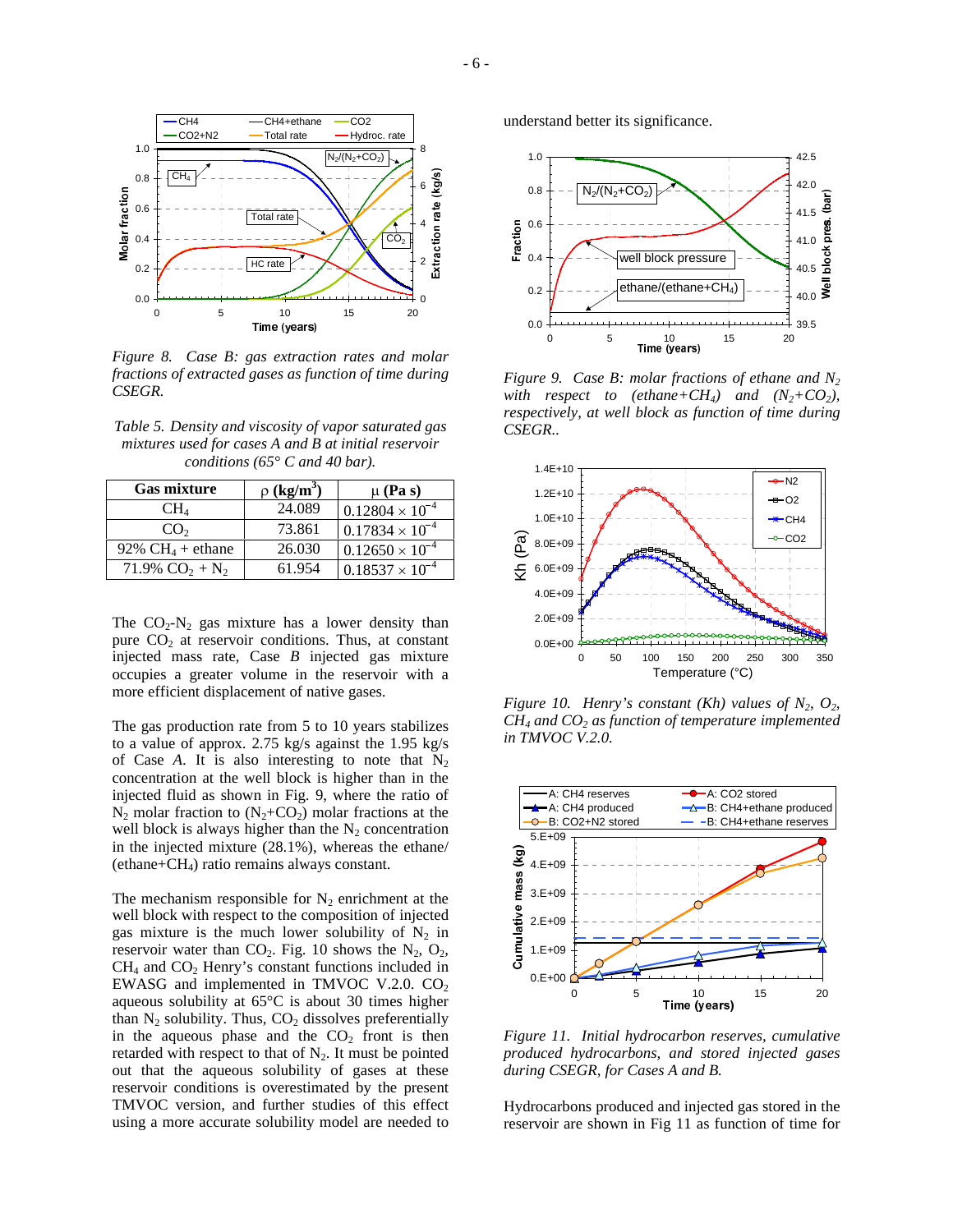*Figure 8. Case B: gas extraction rates and molar fractions of extracted gases as function of time during CSEGR.*

*Table 5. Density and viscosity of vapor saturated gas mixtures used for cases A and B at initial reservoir conditions (65° C and 40 bar).*

| Gas mixture | $\rho$ (kg/m$^3$) | $\mu$ (Pa s) |
|---|---|---|
| $CH_4$ | 24.089 | $0.12804 \times 10^{-4}$ |
| $CO_2$ | 73.861 | $0.17834 \times 10^{-4}$ |
| 92% $CH_4$ + ethane | 26.030 | $0.12650 \times 10^{-4}$ |
| 71.9% $CO_2$ + $N_2$ | 61.954 | $0.18537 \times 10^{-4}$ |

The $CO_2$-$N_2$ gas mixture has a lower density than pure $CO_2$ at reservoir conditions. Thus, at constant injected mass rate, Case *B* injected gas mixture occupies a greater volume in the reservoir with a more efficient displacement of native gases.

The gas production rate from 5 to 10 years stabilizes to a value of approx. 2.75 kg/s against the 1.95 kg/s of Case *A*. It is also interesting to note that $N_2$ concentration at the well block is higher than in the injected fluid as shown in Fig. 9, where the ratio of $N_2$ molar fraction to ($N_2$+$CO_2$) molar fractions at the well block is always higher than the $N_2$ concentration in the injected mixture (28.1%), whereas the ethane/(ethane+$CH_4$) ratio remains always constant.

The mechanism responsible for $N_2$ enrichment at the well block with respect to the composition of injected gas mixture is the much lower solubility of $N_2$ in reservoir water than $CO_2$. Fig. 10 shows the $N_2$, $O_2$, $CH_4$ and $CO_2$ Henry's constant functions included in EWASG and implemented in TMVOC V.2.0. $CO_2$ aqueous solubility at 65°C is about 30 times higher than $N_2$ solubility. Thus, $CO_2$ dissolves preferentially in the aqueous phase and the $CO_2$ front is then retarded with respect to that of $N_2$. It must be pointed out that the aqueous solubility of gases at these reservoir conditions is overestimated by the present TMVOC version, and further studies of this effect using a more accurate solubility model are needed to understand better its significance.

*Figure 9. Case B: molar fractions of ethane and $N_2$ with respect to (ethane+$CH_4$) and ($N_2$+$CO_2$), respectively, at well block as function of time during CSEGR..*

*Figure 10. Henry's constant (Kh) values of $N_2$, $O_2$, $CH_4$ and $CO_2$ as function of temperature implemented in TMVOC V.2.0.*

*Figure 11. Initial hydrocarbon reserves, cumulative produced hydrocarbons, and stored injected gases during CSEGR, for Cases A and B.*

Hydrocarbons produced and injected gas stored in the reservoir are shown in Fig 11 as function of time for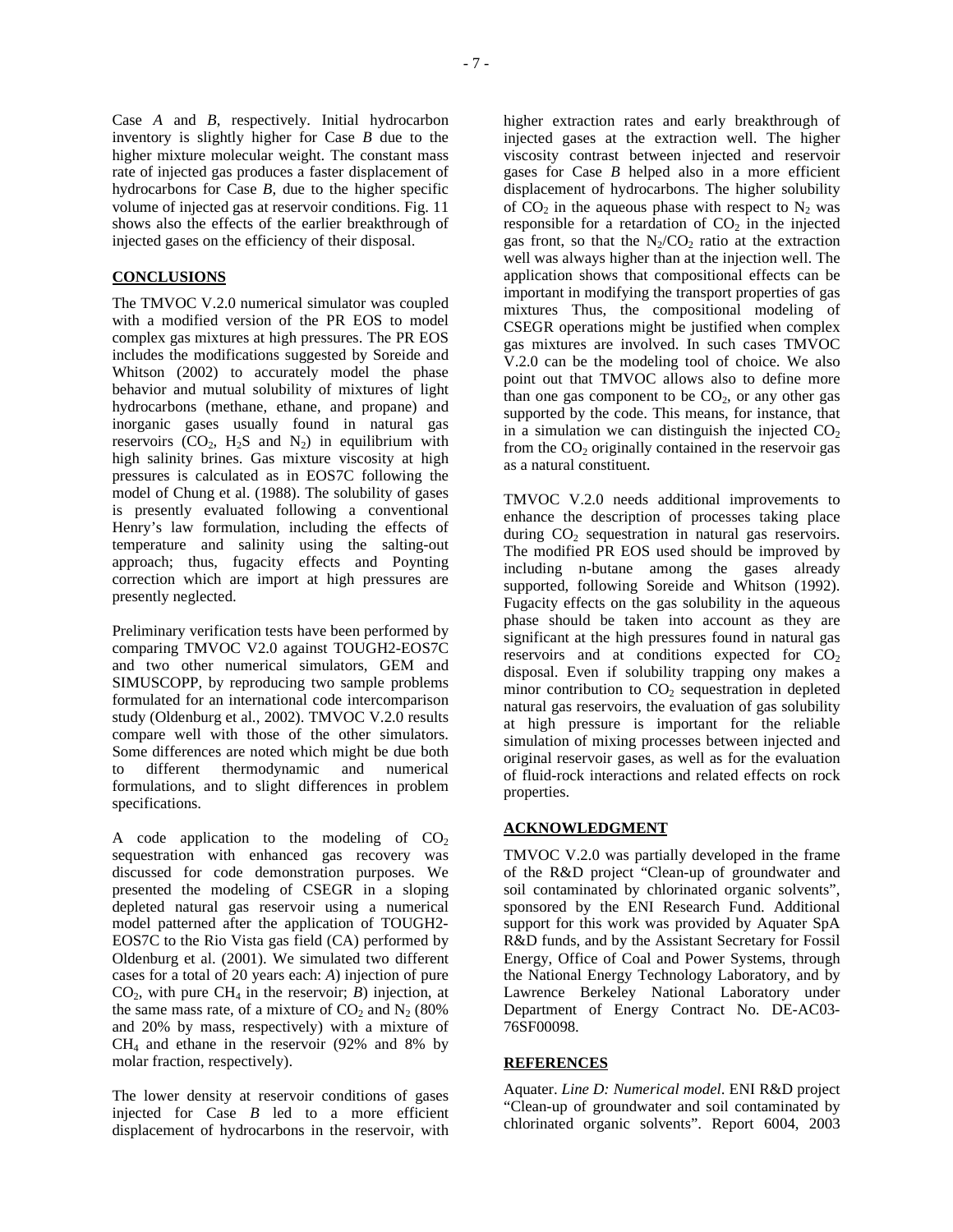Case *A* and *B*, respectively. Initial hydrocarbon inventory is slightly higher for Case *B* due to the higher mixture molecular weight. The constant mass rate of injected gas produces a faster displacement of hydrocarbons for Case *B*, due to the higher specific volume of injected gas at reservoir conditions. Fig. 11 shows also the effects of the earlier breakthrough of injected gases on the efficiency of their disposal.

## CONCLUSIONS

The TMVOC V.2.0 numerical simulator was coupled with a modified version of the PR EOS to model complex gas mixtures at high pressures. The PR EOS includes the modifications suggested by Soreide and Whitson (2002) to accurately model the phase behavior and mutual solubility of mixtures of light hydrocarbons (methane, ethane, and propane) and inorganic gases usually found in natural gas reservoirs ($CO_2$, $H_2S$ and $N_2$) in equilibrium with high salinity brines. Gas mixture viscosity at high pressures is calculated as in EOS7C following the model of Chung et al. (1988). The solubility of gases is presently evaluated following a conventional Henry's law formulation, including the effects of temperature and salinity using the salting-out approach; thus, fugacity effects and Poynting correction which are import at high pressures are presently neglected.

Preliminary verification tests have been performed by comparing TMVOC V2.0 against TOUGH2-EOS7C and two other numerical simulators, GEM and SIMUSCOPP, by reproducing two sample problems formulated for an international code intercomparison study (Oldenburg et al., 2002). TMVOC V.2.0 results compare well with those of the other simulators. Some differences are noted which might be due both to different thermodynamic and numerical formulations, and to slight differences in problem specifications.

A code application to the modeling of $CO_2$ sequestration with enhanced gas recovery was discussed for code demonstration purposes. We presented the modeling of CSEGR in a sloping depleted natural gas reservoir using a numerical model patterned after the application of TOUGH2-EOS7C to the Rio Vista gas field (CA) performed by Oldenburg et al. (2001). We simulated two different cases for a total of 20 years each: *A*) injection of pure $CO_2$, with pure $CH_4$ in the reservoir; *B*) injection, at the same mass rate, of a mixture of $CO_2$ and $N_2$ (80% and 20% by mass, respectively) with a mixture of $CH_4$ and ethane in the reservoir (92% and 8% by molar fraction, respectively).

The lower density at reservoir conditions of gases injected for Case *B* led to a more efficient displacement of hydrocarbons in the reservoir, with higher extraction rates and early breakthrough of injected gases at the extraction well. The higher viscosity contrast between injected and reservoir gases for Case *B* helped also in a more efficient displacement of hydrocarbons. The higher solubility of $CO_2$ in the aqueous phase with respect to $N_2$ was responsible for a retardation of $CO_2$ in the injected gas front, so that the $N_2/CO_2$ ratio at the extraction well was always higher than at the injection well. The application shows that compositional effects can be important in modifying the transport properties of gas mixtures Thus, the compositional modeling of CSEGR operations might be justified when complex gas mixtures are involved. In such cases TMVOC V.2.0 can be the modeling tool of choice. We also point out that TMVOC allows also to define more than one gas component to be $CO_2$, or any other gas supported by the code. This means, for instance, that in a simulation we can distinguish the injected $CO_2$ from the $CO_2$ originally contained in the reservoir gas as a natural constituent.

TMVOC V.2.0 needs additional improvements to enhance the description of processes taking place during $CO_2$ sequestration in natural gas reservoirs. The modified PR EOS used should be improved by including n-butane among the gases already supported, following Soreide and Whitson (1992). Fugacity effects on the gas solubility in the aqueous phase should be taken into account as they are significant at the high pressures found in natural gas reservoirs and at conditions expected for $CO_2$ disposal. Even if solubility trapping ony makes a minor contribution to $CO_2$ sequestration in depleted natural gas reservoirs, the evaluation of gas solubility at high pressure is important for the reliable simulation of mixing processes between injected and original reservoir gases, as well as for the evaluation of fluid-rock interactions and related effects on rock properties.

## ACKNOWLEDGMENT

TMVOC V.2.0 was partially developed in the frame of the R&D project "Clean-up of groundwater and soil contaminated by chlorinated organic solvents", sponsored by the ENI Research Fund. Additional support for this work was provided by Aquater SpA R&D funds, and by the Assistant Secretary for Fossil Energy, Office of Coal and Power Systems, through the National Energy Technology Laboratory, and by Lawrence Berkeley National Laboratory under Department of Energy Contract No. DE-AC03-76SF00098.

## REFERENCES

Aquater. *Line D: Numerical model*. ENI R&D project "Clean-up of groundwater and soil contaminated by chlorinated organic solvents". Report 6004, 2003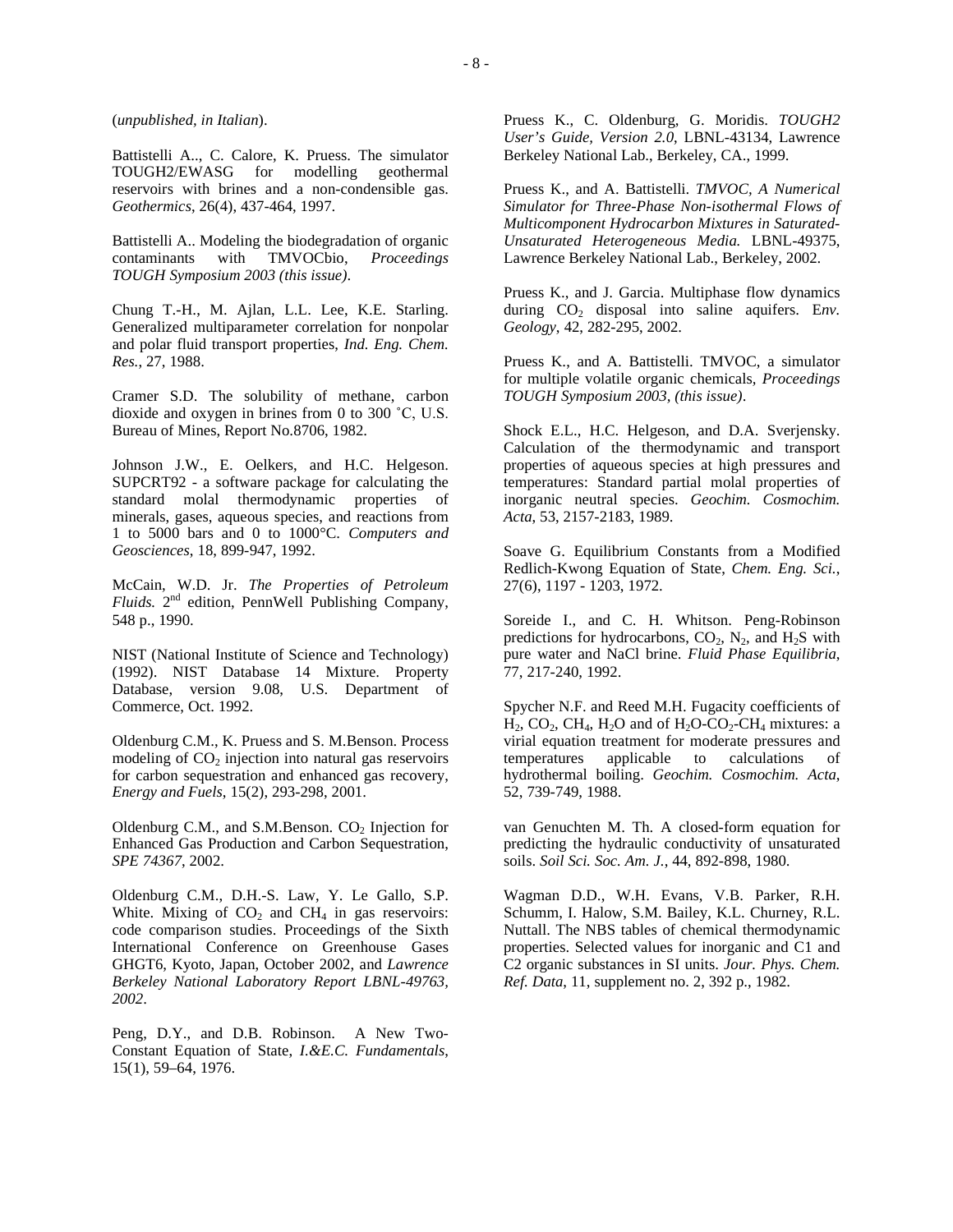(*unpublished, in Italian*).

Battistelli A.., C. Calore, K. Pruess. The simulator TOUGH2/EWASG for modelling geothermal reservoirs with brines and a non-condensible gas. *Geothermics*, 26(4), 437-464, 1997.

Battistelli A.. Modeling the biodegradation of organic contaminants with TMVOCbio, *Proceedings TOUGH Symposium 2003 (this issue)*.

Chung T.-H., M. Ajlan, L.L. Lee, K.E. Starling. Generalized multiparameter correlation for nonpolar and polar fluid transport properties, *Ind. Eng. Chem. Res.*, 27, 1988.

Cramer S.D. The solubility of methane, carbon dioxide and oxygen in brines from 0 to 300 ˚C, U.S. Bureau of Mines, Report No.8706, 1982.

Johnson J.W., E. Oelkers, and H.C. Helgeson. SUPCRT92 - a software package for calculating the standard molal thermodynamic properties of minerals, gases, aqueous species, and reactions from 1 to 5000 bars and 0 to 1000°C. *Computers and Geosciences*, 18, 899-947, 1992.

McCain, W.D. Jr. *The Properties of Petroleum Fluids.* 2nd edition, PennWell Publishing Company, 548 p., 1990.

NIST (National Institute of Science and Technology) (1992). NIST Database 14 Mixture. Property Database, version 9.08, U.S. Department of Commerce, Oct. 1992.

Oldenburg C.M., K. Pruess and S. M.Benson. Process modeling of $CO_2$ injection into natural gas reservoirs for carbon sequestration and enhanced gas recovery, *Energy and Fuels*, 15(2), 293-298, 2001.

Oldenburg C.M., and S.M.Benson. $CO_2$ Injection for Enhanced Gas Production and Carbon Sequestration, *SPE 74367*, 2002.

Oldenburg C.M., D.H.-S. Law, Y. Le Gallo, S.P. White. Mixing of $CO_2$ and $CH_4$ in gas reservoirs: code comparison studies. Proceedings of the Sixth International Conference on Greenhouse Gases GHGT6, Kyoto, Japan, October 2002, and *Lawrence Berkeley National Laboratory Report LBNL-49763, 2002*.

Peng, D.Y., and D.B. Robinson. A New Two-Constant Equation of State, *I.&E.C. Fundamentals*, 15(1), 59–64, 1976.

Pruess K., C. Oldenburg, G. Moridis. *TOUGH2 User's Guide, Version 2.0*, LBNL-43134, Lawrence Berkeley National Lab., Berkeley, CA., 1999.

Pruess K., and A. Battistelli. *TMVOC, A Numerical Simulator for Three-Phase Non-isothermal Flows of Multicomponent Hydrocarbon Mixtures in Saturated-Unsaturated Heterogeneous Media.* LBNL-49375, Lawrence Berkeley National Lab., Berkeley, 2002.

Pruess K., and J. Garcia. Multiphase flow dynamics during $CO_2$ disposal into saline aquifers. E*nv. Geology*, 42, 282-295, 2002.

Pruess K., and A. Battistelli. TMVOC, a simulator for multiple volatile organic chemicals*, Proceedings TOUGH Symposium 2003, (this issue)*.

Shock E.L., H.C. Helgeson, and D.A. Sverjensky. Calculation of the thermodynamic and transport properties of aqueous species at high pressures and temperatures: Standard partial molal properties of inorganic neutral species. *Geochim. Cosmochim. Acta*, 53, 2157-2183, 1989.

Soave G. Equilibrium Constants from a Modified Redlich-Kwong Equation of State, *Chem. Eng. Sci.*, 27(6), 1197 - 1203, 1972.

Soreide I., and C. H. Whitson. Peng-Robinson predictions for hydrocarbons, $CO_2$, $N_2$, and $H_2S$ with pure water and NaCl brine. *Fluid Phase Equilibria*, 77, 217-240, 1992.

Spycher N.F. and Reed M.H. Fugacity coefficients of $H_2$, $CO_2$, $CH_4$, $H_2O$ and of $H_2O$-$CO_2$-$CH_4$ mixtures: a virial equation treatment for moderate pressures and temperatures applicable to calculations of hydrothermal boiling. *Geochim. Cosmochim. Acta*, 52, 739-749, 1988.

van Genuchten M. Th. A closed-form equation for predicting the hydraulic conductivity of unsaturated soils. *Soil Sci. Soc. Am. J.*, 44, 892-898, 1980.

Wagman D.D., W.H. Evans, V.B. Parker, R.H. Schumm, I. Halow, S.M. Bailey, K.L. Churney, R.L. Nuttall. The NBS tables of chemical thermodynamic properties. Selected values for inorganic and C1 and C2 organic substances in SI units. *Jour. Phys. Chem. Ref. Data*, 11, supplement no. 2, 392 p., 1982.